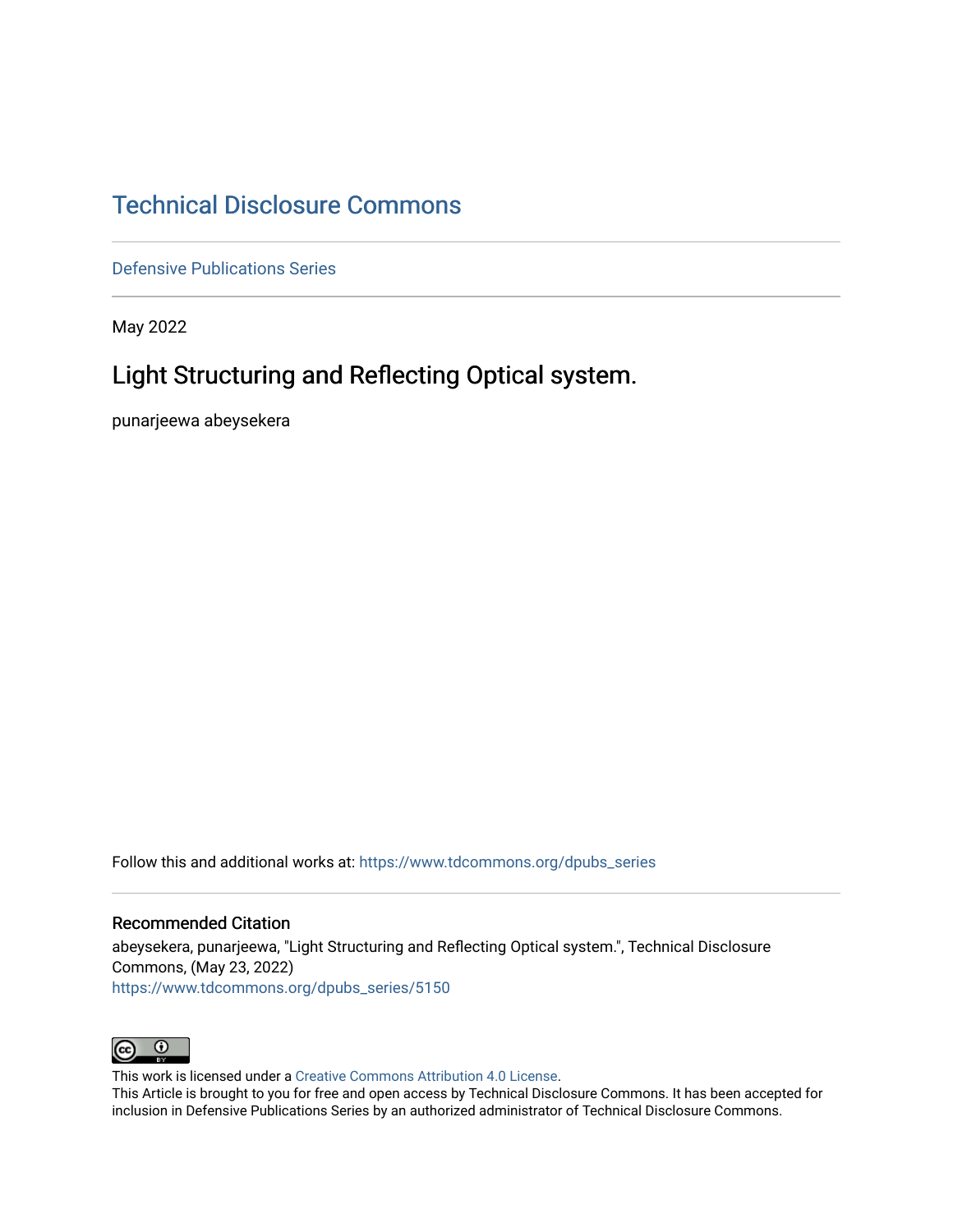# Technical Disclosure Commons

Defensive Publications Series

May 2022

## Light Structuring and Reflecting Optical system.

punarjeewa abeysekera

Follow this and additional works at: https://www.tdcommons.org/dpubs_series

### Recommended Citation

abeysekera, punarjeewa, "Light Structuring and Reflecting Optical system.", Technical Disclosure Commons, (May 23, 2022)
https://www.tdcommons.org/dpubs_series/5150

This work is licensed under a Creative Commons Attribution 4.0 License.
This Article is brought to you for free and open access by Technical Disclosure Commons. It has been accepted for inclusion in Defensive Publications Series by an authorized administrator of Technical Disclosure Commons.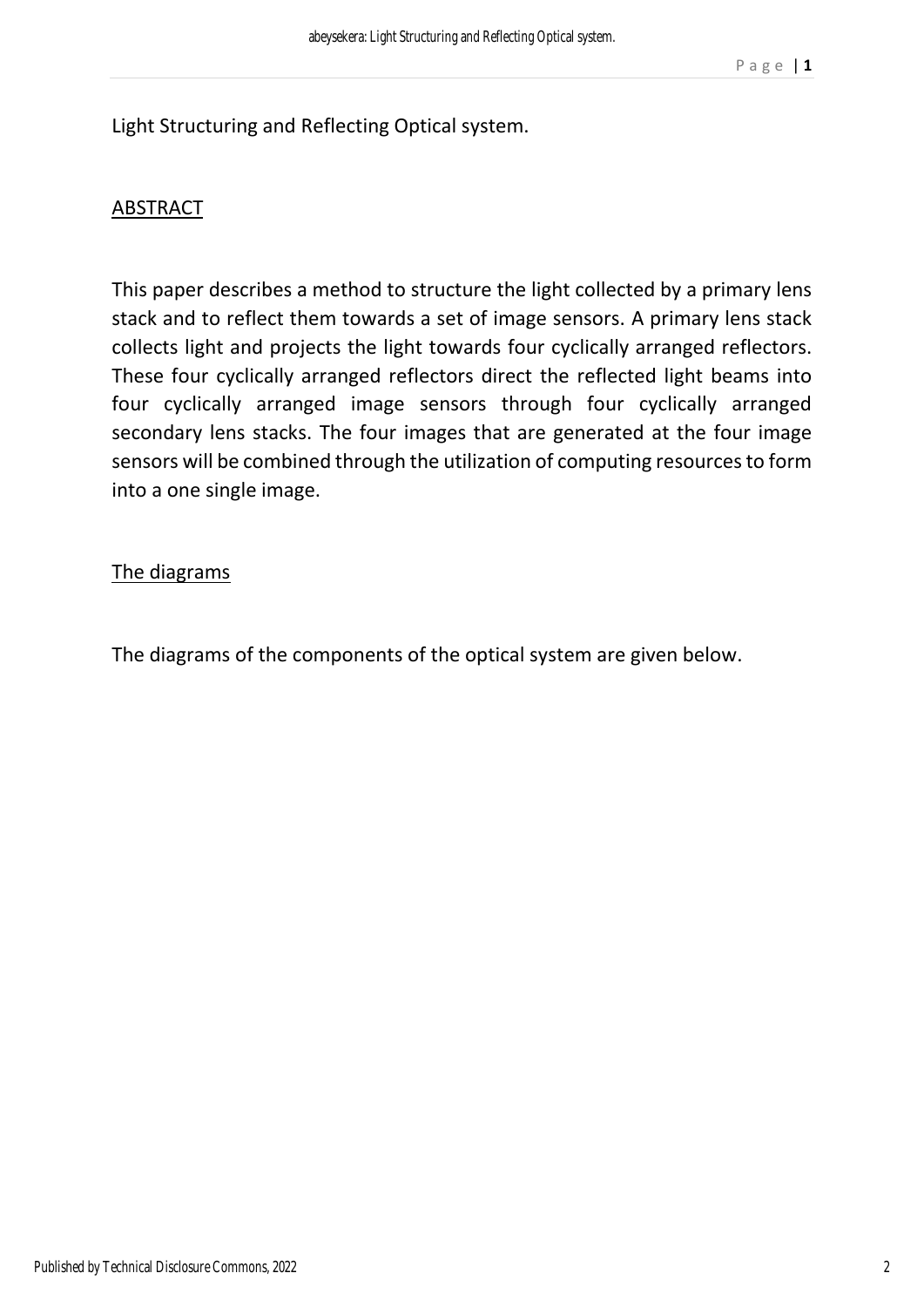Light Structuring and Reflecting Optical system.

## ABSTRACT

This paper describes a method to structure the light collected by a primary lens stack and to reflect them towards a set of image sensors. A primary lens stack collects light and projects the light towards four cyclically arranged reflectors. These four cyclically arranged reflectors direct the reflected light beams into four cyclically arranged image sensors through four cyclically arranged secondary lens stacks. The four images that are generated at the four image sensors will be combined through the utilization of computing resources to form into a one single image.

## The diagrams

The diagrams of the components of the optical system are given below.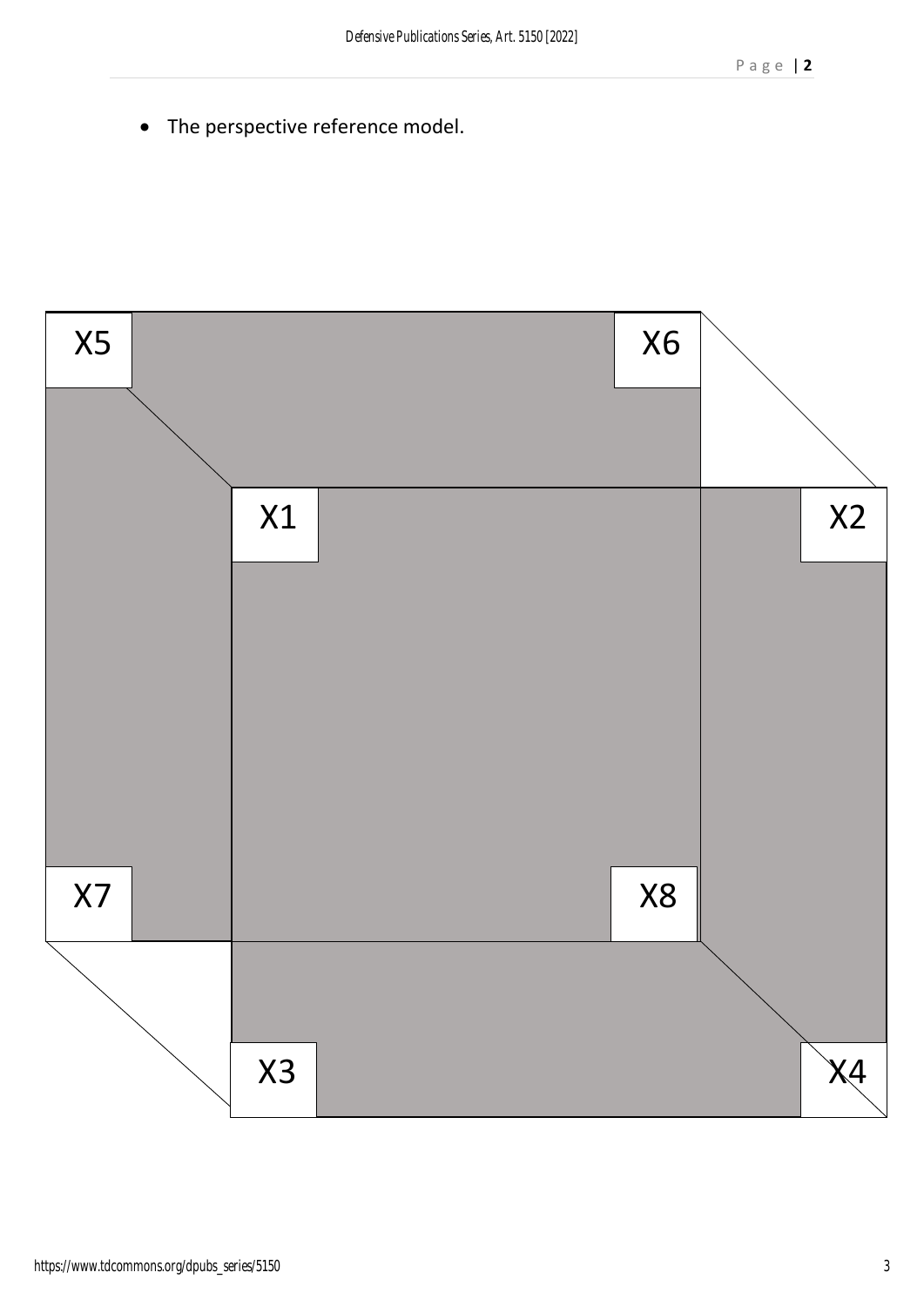- The perspective reference model.

X5 X6

X1 X2

X7 X8

X3 X4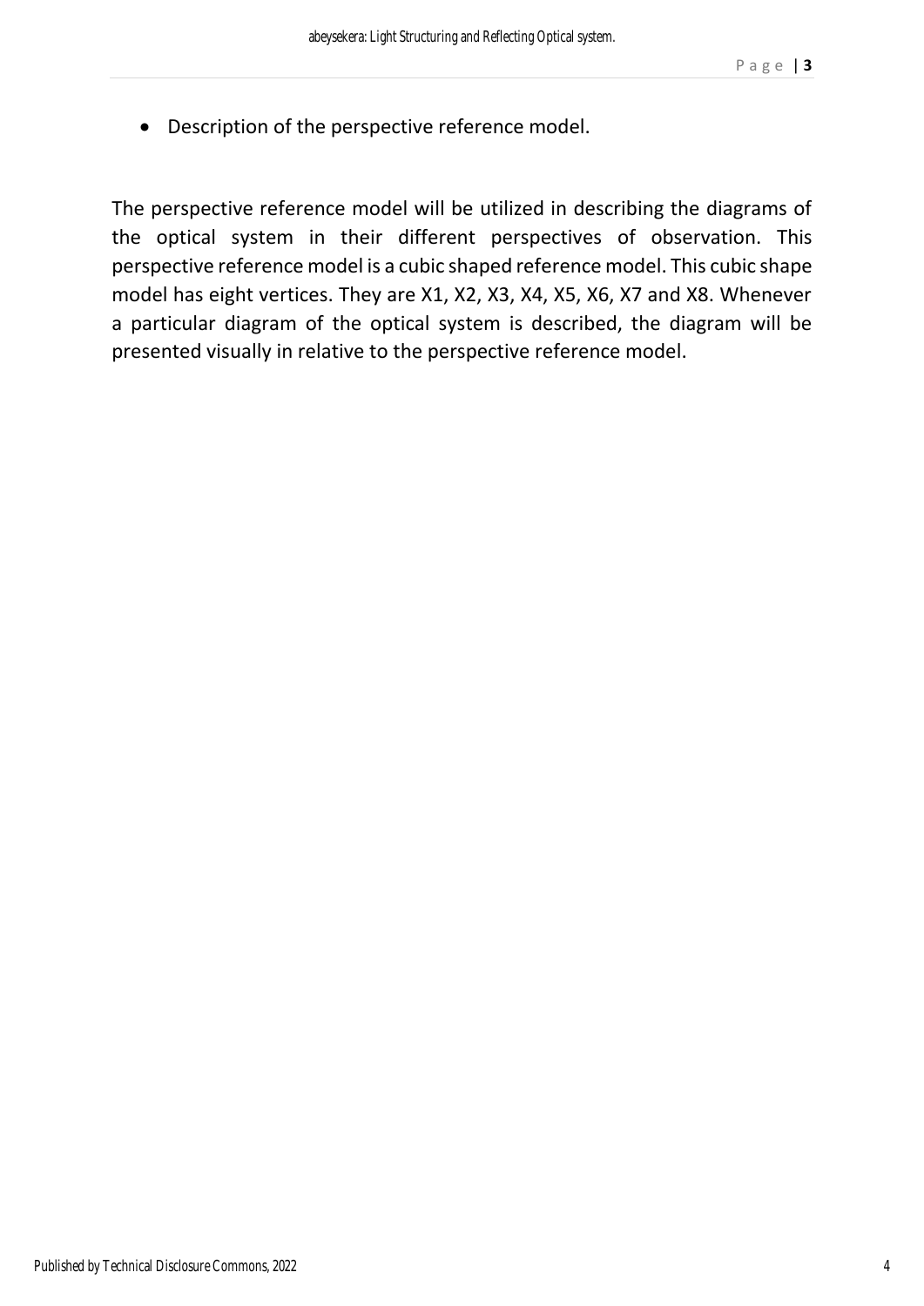- Description of the perspective reference model.

The perspective reference model will be utilized in describing the diagrams of the optical system in their different perspectives of observation. This perspective reference model is a cubic shaped reference model. This cubic shape model has eight vertices. They are X1, X2, X3, X4, X5, X6, X7 and X8. Whenever a particular diagram of the optical system is described, the diagram will be presented visually in relative to the perspective reference model.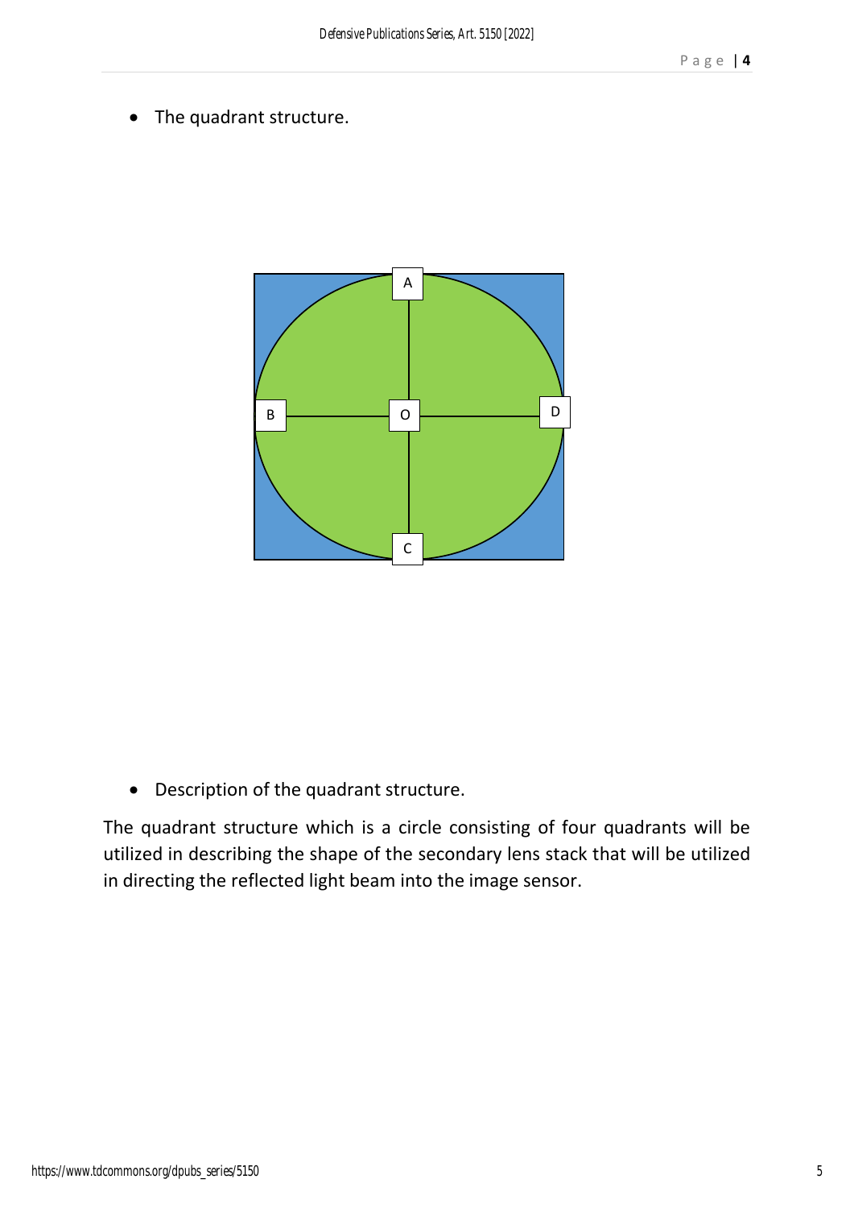- The quadrant structure.

- Description of the quadrant structure.

The quadrant structure which is a circle consisting of four quadrants will be utilized in describing the shape of the secondary lens stack that will be utilized in directing the reflected light beam into the image sensor.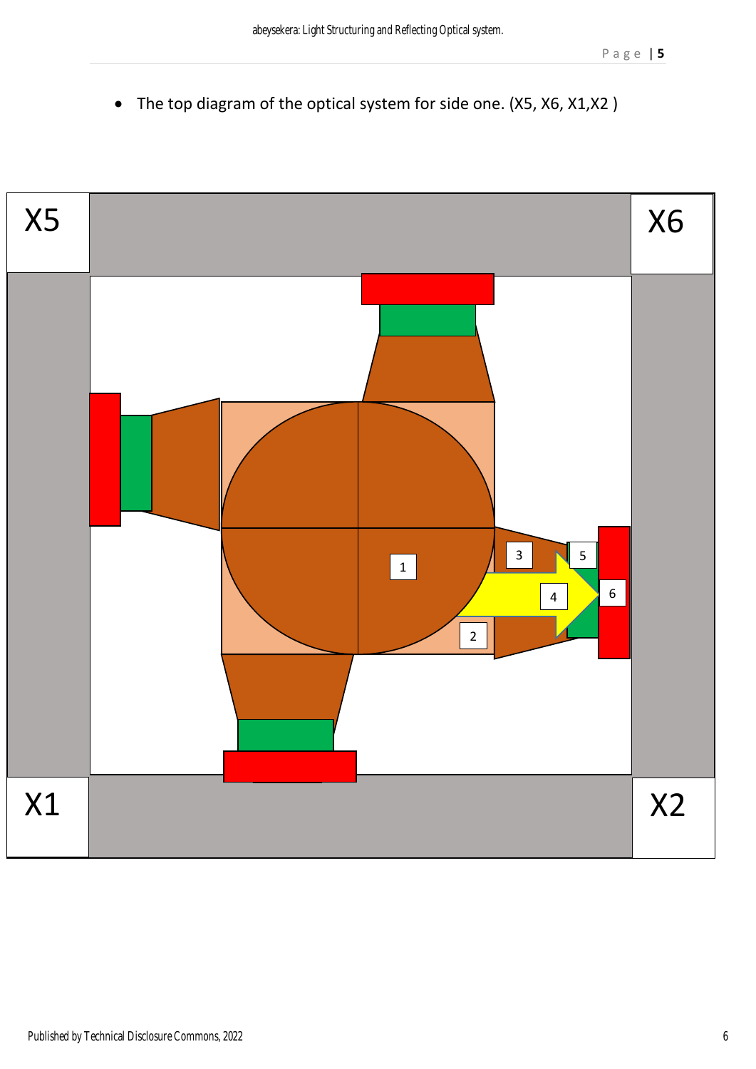- The top diagram of the optical system for side one. (X5, X6, X1,X2 )

X5

X6

1

3

5

4

6

2

X1

X2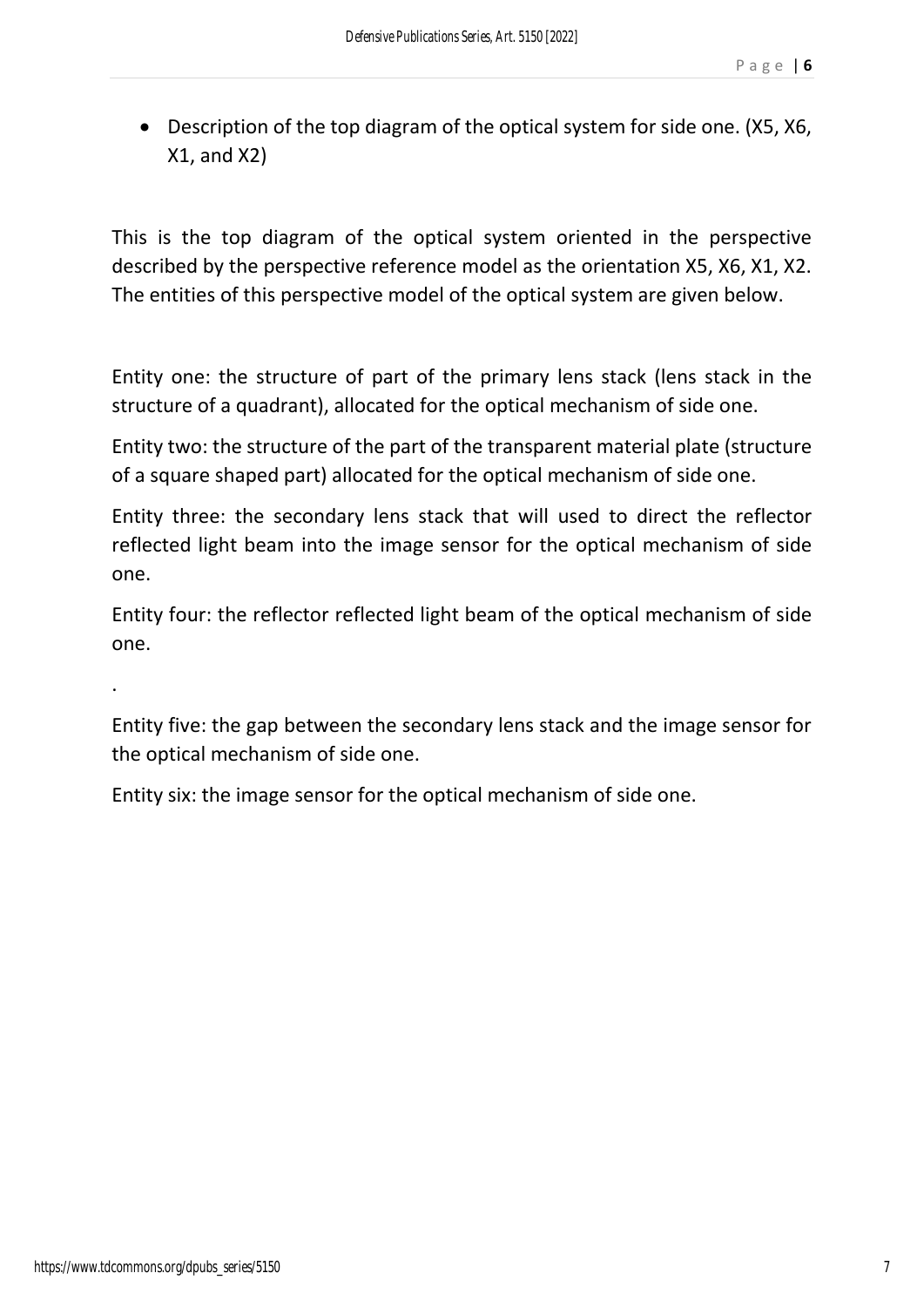- Description of the top diagram of the optical system for side one. (X5, X6, X1, and X2)

This is the top diagram of the optical system oriented in the perspective described by the perspective reference model as the orientation X5, X6, X1, X2. The entities of this perspective model of the optical system are given below.

Entity one: the structure of part of the primary lens stack (lens stack in the structure of a quadrant), allocated for the optical mechanism of side one.

Entity two: the structure of the part of the transparent material plate (structure of a square shaped part) allocated for the optical mechanism of side one.

Entity three: the secondary lens stack that will used to direct the reflector reflected light beam into the image sensor for the optical mechanism of side one.

Entity four: the reflector reflected light beam of the optical mechanism of side one.

.

Entity five: the gap between the secondary lens stack and the image sensor for the optical mechanism of side one.

Entity six: the image sensor for the optical mechanism of side one.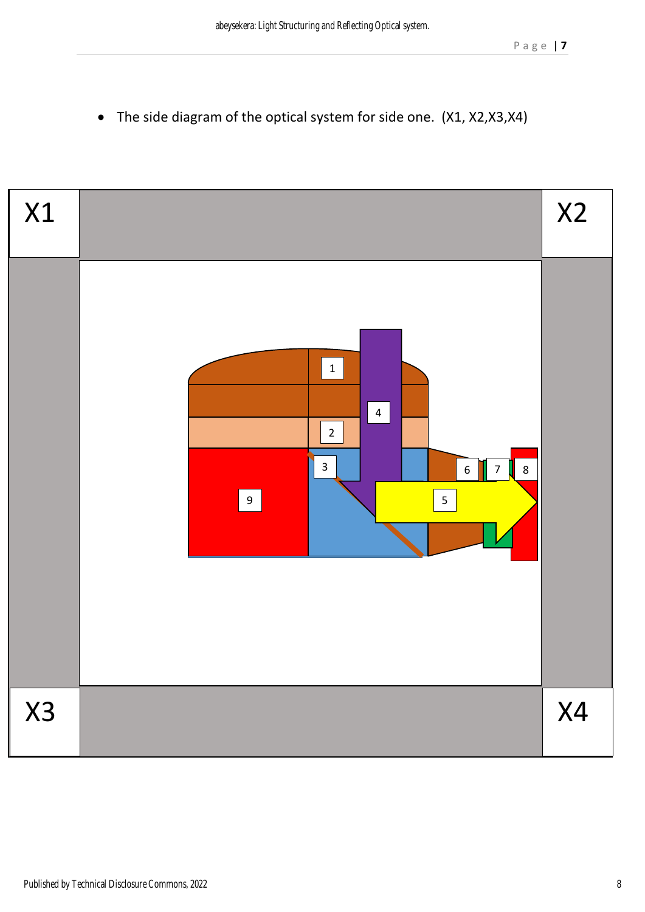- The side diagram of the optical system for side one. (X1, X2,X3,X4)

X1

X2

1

4

2

3

6

7

8

9

5

X3

X4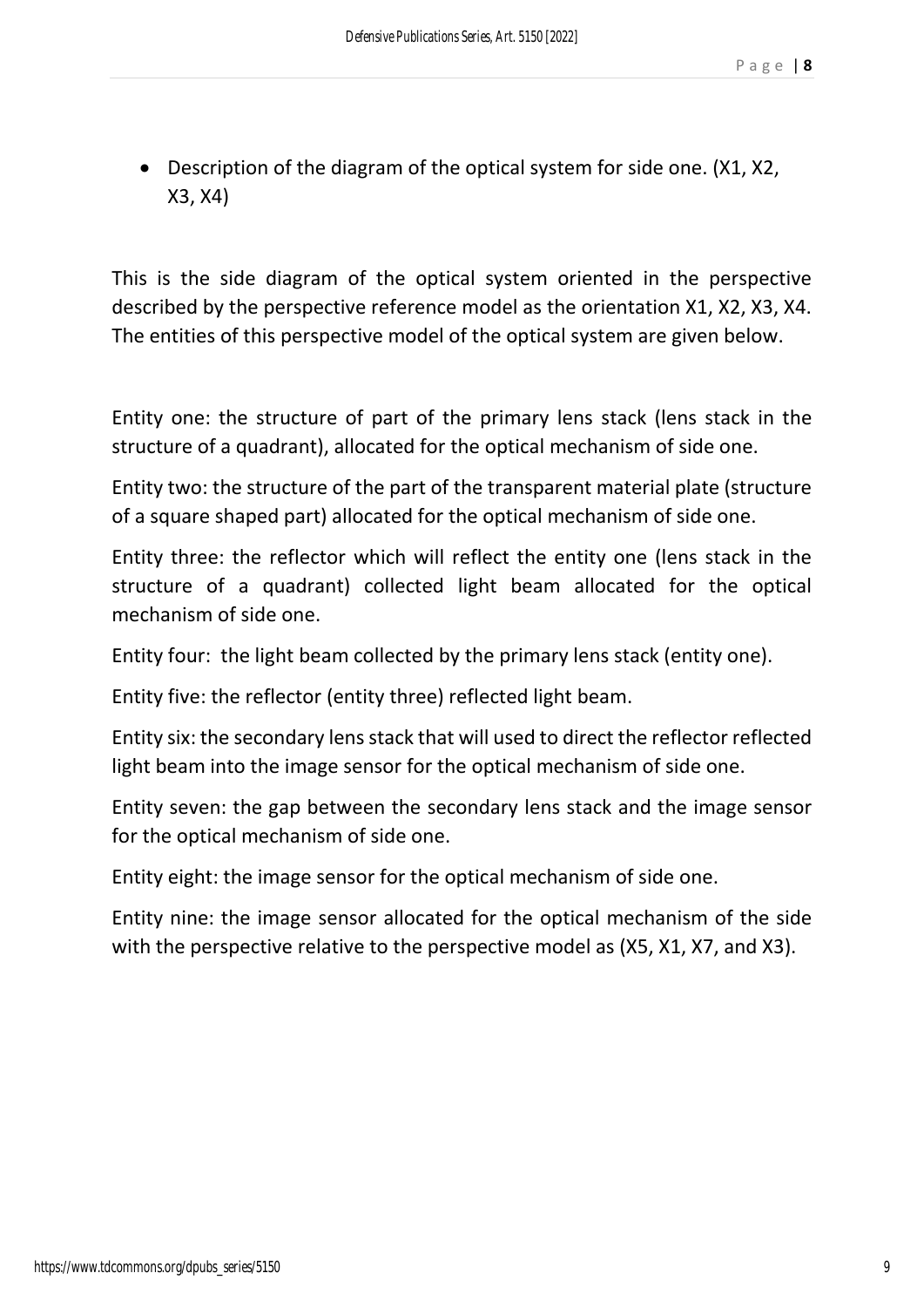- Description of the diagram of the optical system for side one. (X1, X2, X3, X4)

This is the side diagram of the optical system oriented in the perspective described by the perspective reference model as the orientation X1, X2, X3, X4. The entities of this perspective model of the optical system are given below.

Entity one: the structure of part of the primary lens stack (lens stack in the structure of a quadrant), allocated for the optical mechanism of side one.

Entity two: the structure of the part of the transparent material plate (structure of a square shaped part) allocated for the optical mechanism of side one.

Entity three: the reflector which will reflect the entity one (lens stack in the structure of a quadrant) collected light beam allocated for the optical mechanism of side one.

Entity four: the light beam collected by the primary lens stack (entity one).

Entity five: the reflector (entity three) reflected light beam.

Entity six: the secondary lens stack that will used to direct the reflector reflected light beam into the image sensor for the optical mechanism of side one.

Entity seven: the gap between the secondary lens stack and the image sensor for the optical mechanism of side one.

Entity eight: the image sensor for the optical mechanism of side one.

Entity nine: the image sensor allocated for the optical mechanism of the side with the perspective relative to the perspective model as (X5, X1, X7, and X3).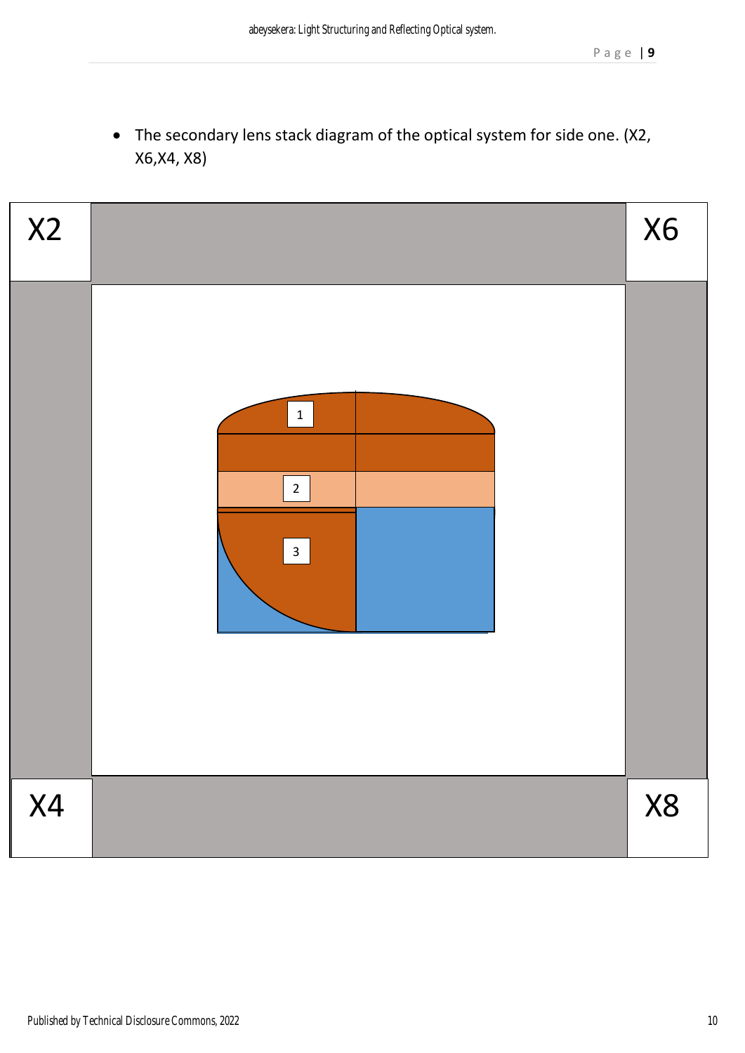- The secondary lens stack diagram of the optical system for side one. (X2, X6,X4, X8)

X2

X6

1

2

3

X4

X8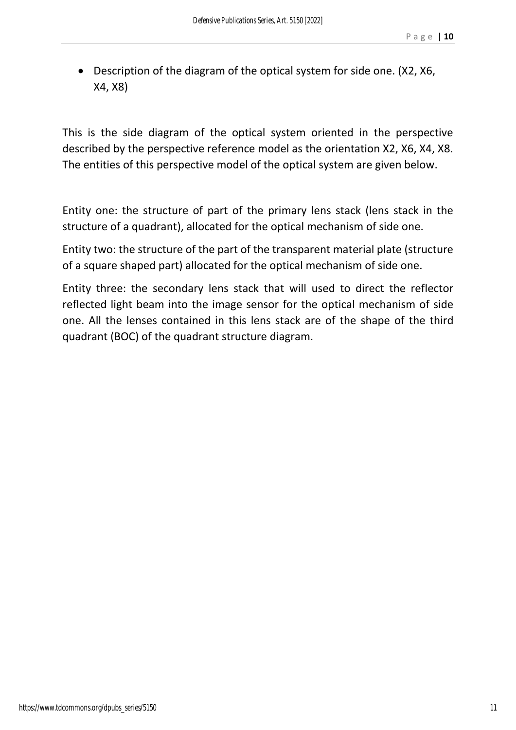- Description of the diagram of the optical system for side one. (X2, X6, X4, X8)

This is the side diagram of the optical system oriented in the perspective described by the perspective reference model as the orientation X2, X6, X4, X8. The entities of this perspective model of the optical system are given below.

Entity one: the structure of part of the primary lens stack (lens stack in the structure of a quadrant), allocated for the optical mechanism of side one.

Entity two: the structure of the part of the transparent material plate (structure of a square shaped part) allocated for the optical mechanism of side one.

Entity three: the secondary lens stack that will used to direct the reflector reflected light beam into the image sensor for the optical mechanism of side one. All the lenses contained in this lens stack are of the shape of the third quadrant (BOC) of the quadrant structure diagram.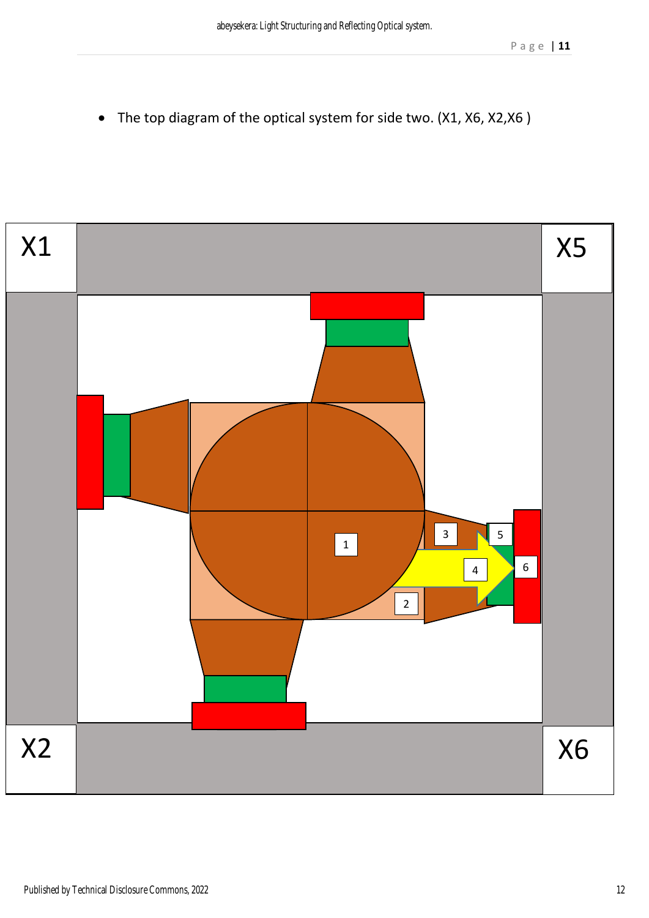- The top diagram of the optical system for side two. (X1, X6, X2,X6 )

X1 X5

X2 X6

1 2 3 4 5 6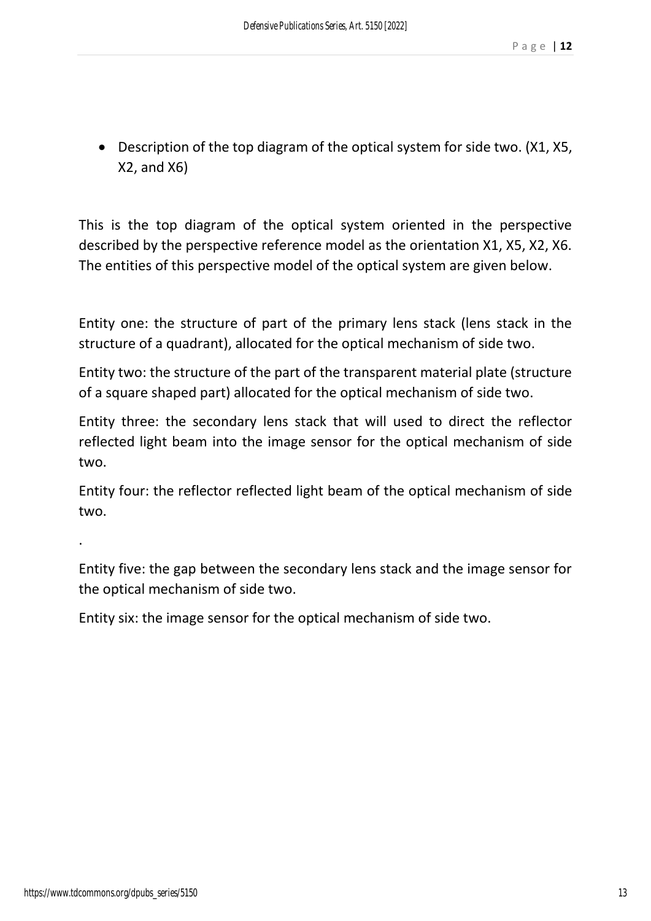- Description of the top diagram of the optical system for side two. (X1, X5, X2, and X6)

This is the top diagram of the optical system oriented in the perspective described by the perspective reference model as the orientation X1, X5, X2, X6. The entities of this perspective model of the optical system are given below.

Entity one: the structure of part of the primary lens stack (lens stack in the structure of a quadrant), allocated for the optical mechanism of side two.

Entity two: the structure of the part of the transparent material plate (structure of a square shaped part) allocated for the optical mechanism of side two.

Entity three: the secondary lens stack that will used to direct the reflector reflected light beam into the image sensor for the optical mechanism of side two.

Entity four: the reflector reflected light beam of the optical mechanism of side two.

.

Entity five: the gap between the secondary lens stack and the image sensor for the optical mechanism of side two.

Entity six: the image sensor for the optical mechanism of side two.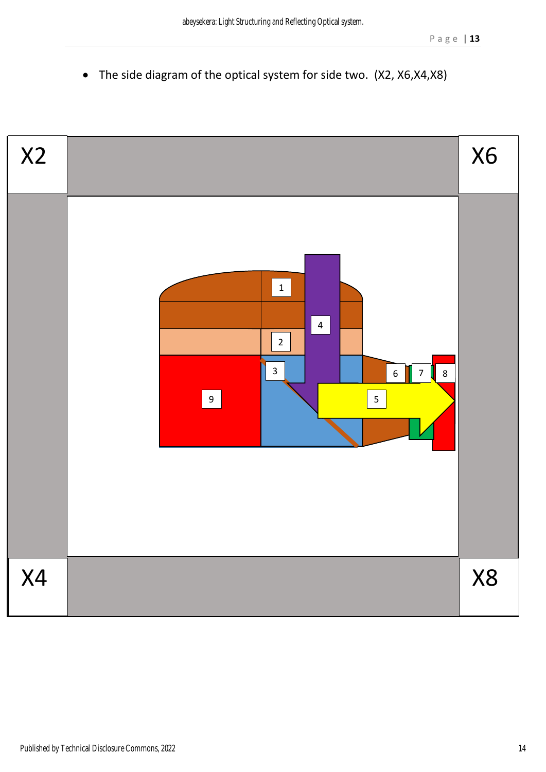- The side diagram of the optical system for side two. (X2, X6,X4,X8)

X2

X6

1

4

2

3

6

7

8

9

5

X4

X8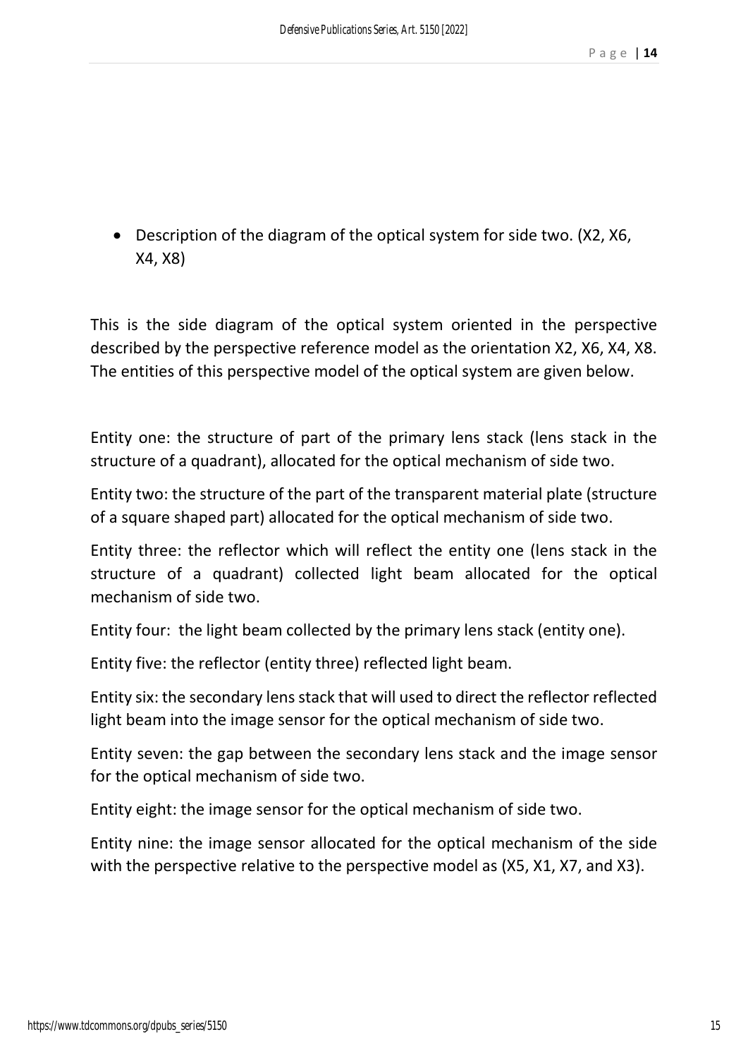- Description of the diagram of the optical system for side two. (X2, X6, X4, X8)

This is the side diagram of the optical system oriented in the perspective described by the perspective reference model as the orientation X2, X6, X4, X8. The entities of this perspective model of the optical system are given below.

Entity one: the structure of part of the primary lens stack (lens stack in the structure of a quadrant), allocated for the optical mechanism of side two.

Entity two: the structure of the part of the transparent material plate (structure of a square shaped part) allocated for the optical mechanism of side two.

Entity three: the reflector which will reflect the entity one (lens stack in the structure of a quadrant) collected light beam allocated for the optical mechanism of side two.

Entity four: the light beam collected by the primary lens stack (entity one).

Entity five: the reflector (entity three) reflected light beam.

Entity six: the secondary lens stack that will used to direct the reflector reflected light beam into the image sensor for the optical mechanism of side two.

Entity seven: the gap between the secondary lens stack and the image sensor for the optical mechanism of side two.

Entity eight: the image sensor for the optical mechanism of side two.

Entity nine: the image sensor allocated for the optical mechanism of the side with the perspective relative to the perspective model as (X5, X1, X7, and X3).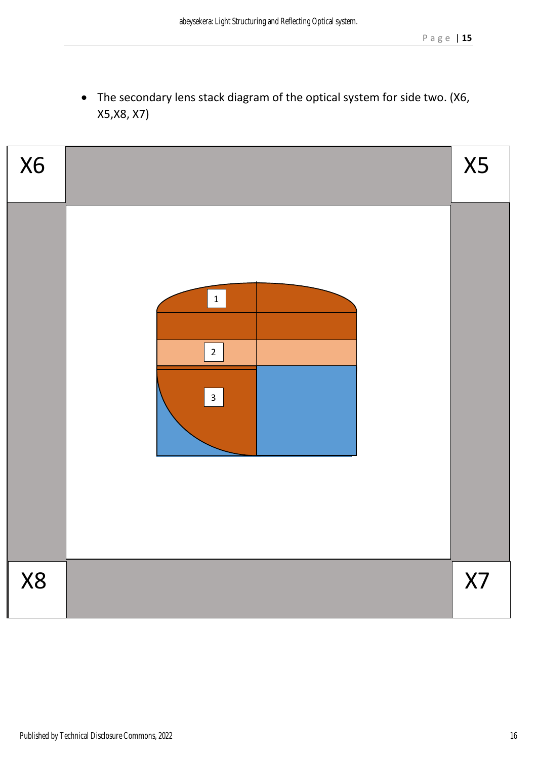- The secondary lens stack diagram of the optical system for side two. (X6, X5,X8, X7)

| X6 | | X5 |
|---|---|---|
| | 1<br>2<br>3 | |
| X8 | | X7 |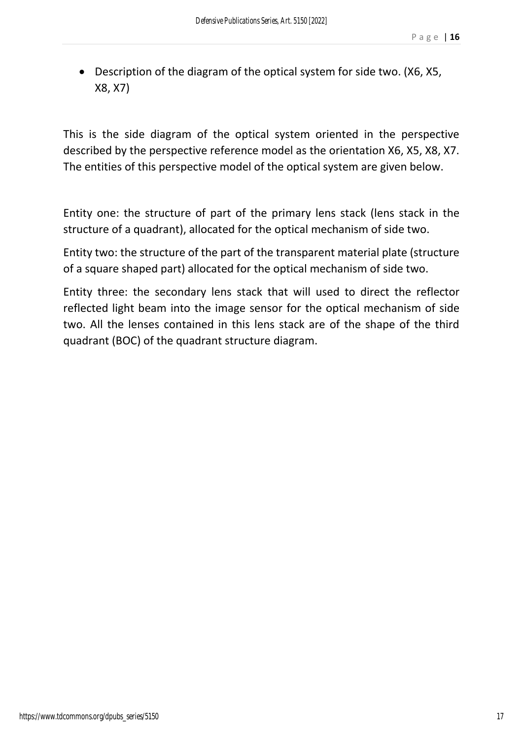- Description of the diagram of the optical system for side two. (X6, X5, X8, X7)

This is the side diagram of the optical system oriented in the perspective described by the perspective reference model as the orientation X6, X5, X8, X7. The entities of this perspective model of the optical system are given below.

Entity one: the structure of part of the primary lens stack (lens stack in the structure of a quadrant), allocated for the optical mechanism of side two.

Entity two: the structure of the part of the transparent material plate (structure of a square shaped part) allocated for the optical mechanism of side two.

Entity three: the secondary lens stack that will used to direct the reflector reflected light beam into the image sensor for the optical mechanism of side two. All the lenses contained in this lens stack are of the shape of the third quadrant (BOC) of the quadrant structure diagram.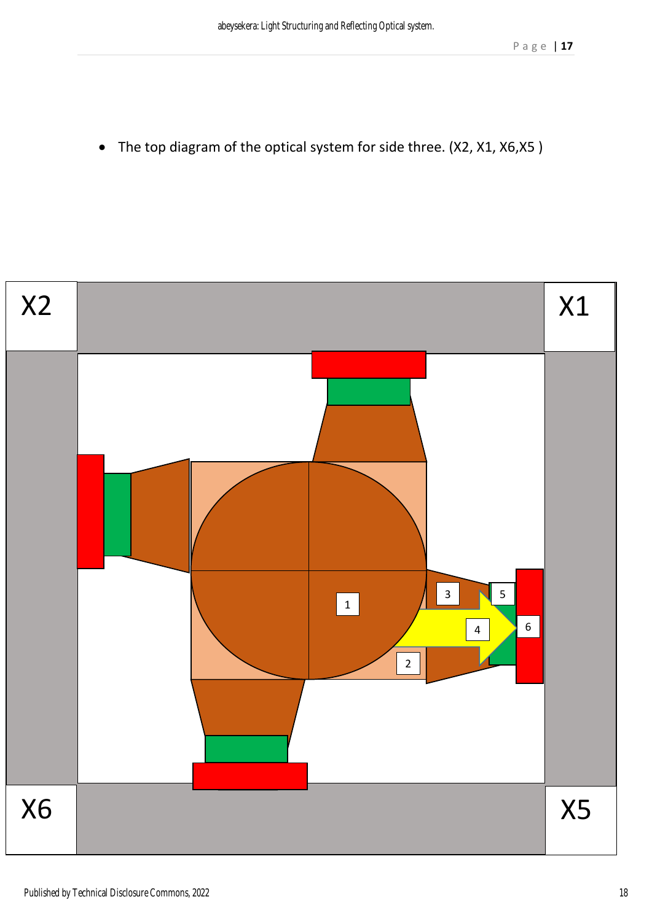- The top diagram of the optical system for side three. (X2, X1, X6,X5 )

X2

X1

1

2

3

4

5

6

X6

X5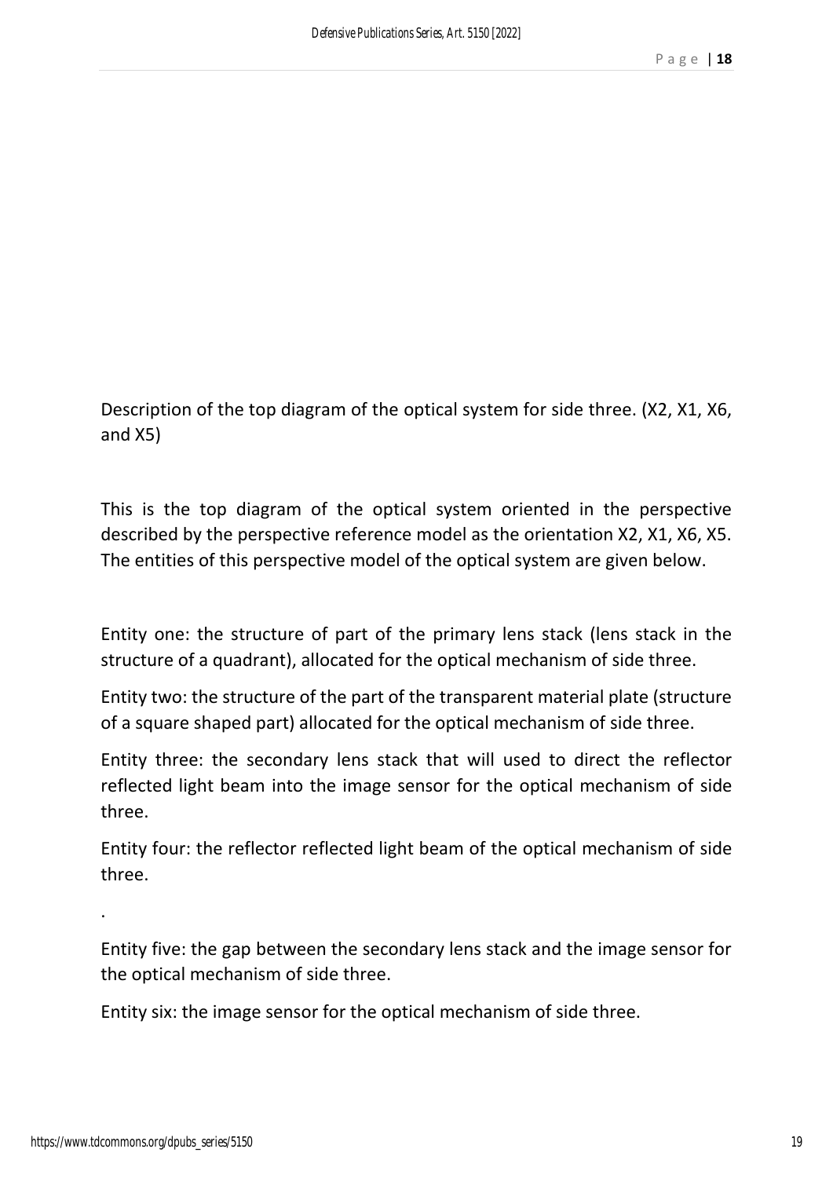Description of the top diagram of the optical system for side three. (X2, X1, X6, and X5)

This is the top diagram of the optical system oriented in the perspective described by the perspective reference model as the orientation X2, X1, X6, X5. The entities of this perspective model of the optical system are given below.

Entity one: the structure of part of the primary lens stack (lens stack in the structure of a quadrant), allocated for the optical mechanism of side three.

Entity two: the structure of the part of the transparent material plate (structure of a square shaped part) allocated for the optical mechanism of side three.

Entity three: the secondary lens stack that will used to direct the reflector reflected light beam into the image sensor for the optical mechanism of side three.

Entity four: the reflector reflected light beam of the optical mechanism of side three.

.

Entity five: the gap between the secondary lens stack and the image sensor for the optical mechanism of side three.

Entity six: the image sensor for the optical mechanism of side three.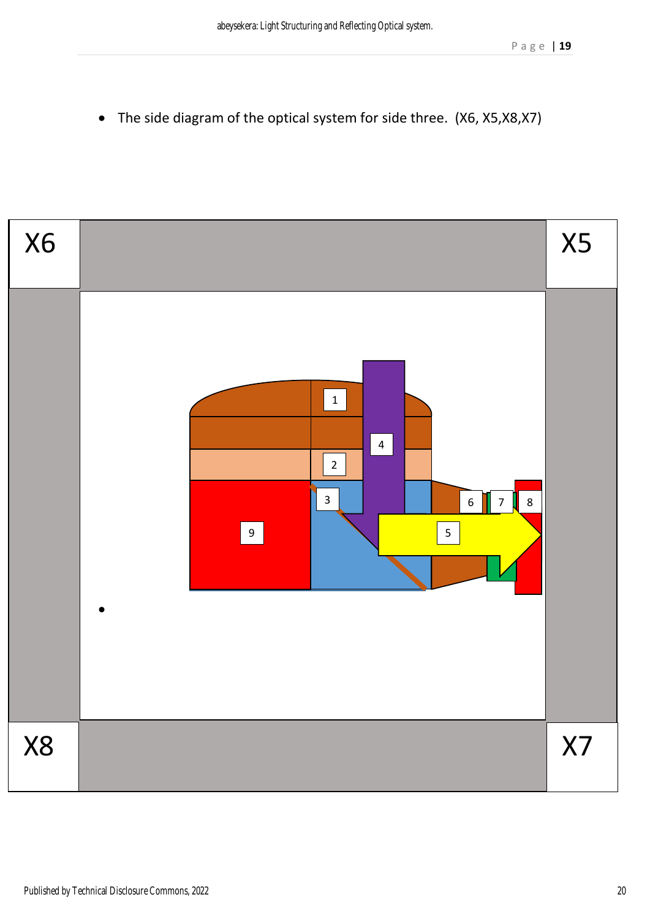- The side diagram of the optical system for side three. (X6, X5,X8,X7)

X6

X5

1

4

2

3

6

7

8

9

5

X8

X7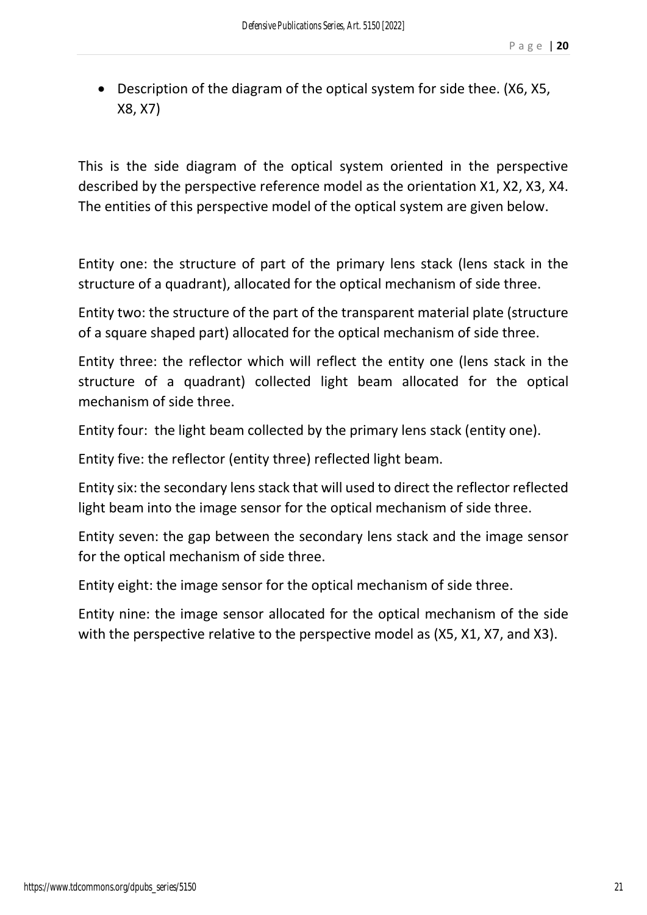- Description of the diagram of the optical system for side thee. (X6, X5, X8, X7)

This is the side diagram of the optical system oriented in the perspective described by the perspective reference model as the orientation X1, X2, X3, X4. The entities of this perspective model of the optical system are given below.

Entity one: the structure of part of the primary lens stack (lens stack in the structure of a quadrant), allocated for the optical mechanism of side three.

Entity two: the structure of the part of the transparent material plate (structure of a square shaped part) allocated for the optical mechanism of side three.

Entity three: the reflector which will reflect the entity one (lens stack in the structure of a quadrant) collected light beam allocated for the optical mechanism of side three.

Entity four: the light beam collected by the primary lens stack (entity one).

Entity five: the reflector (entity three) reflected light beam.

Entity six: the secondary lens stack that will used to direct the reflector reflected light beam into the image sensor for the optical mechanism of side three.

Entity seven: the gap between the secondary lens stack and the image sensor for the optical mechanism of side three.

Entity eight: the image sensor for the optical mechanism of side three.

Entity nine: the image sensor allocated for the optical mechanism of the side with the perspective relative to the perspective model as (X5, X1, X7, and X3).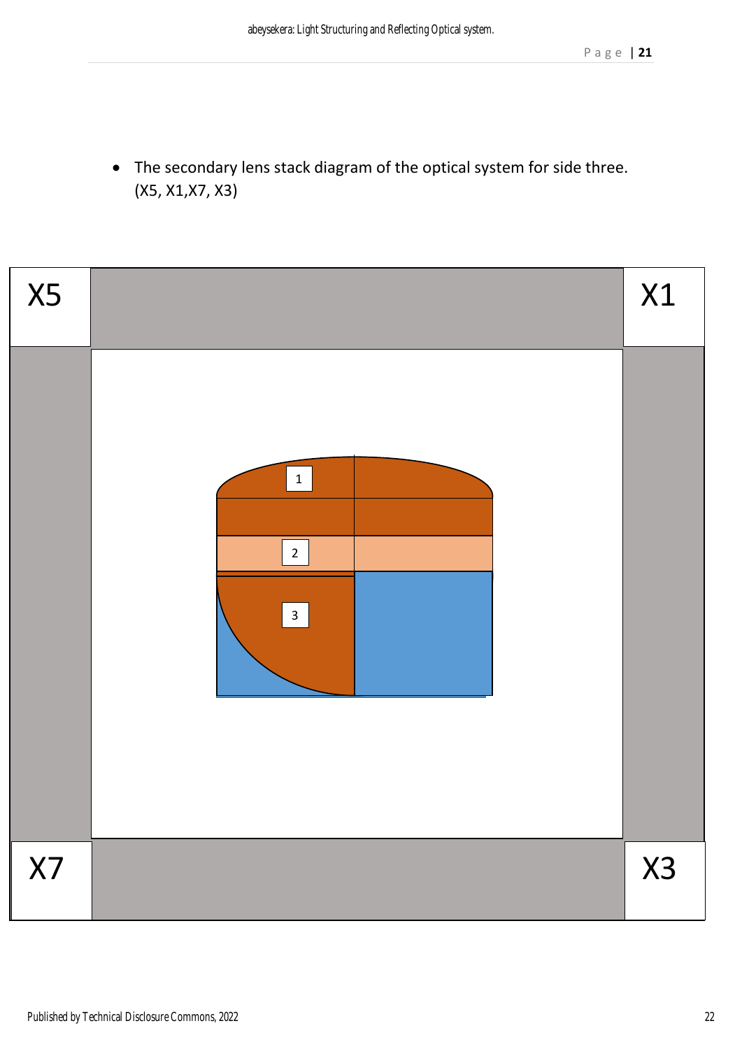- The secondary lens stack diagram of the optical system for side three. (X5, X1,X7, X3)

X5

X1

1

2

3

X7

X3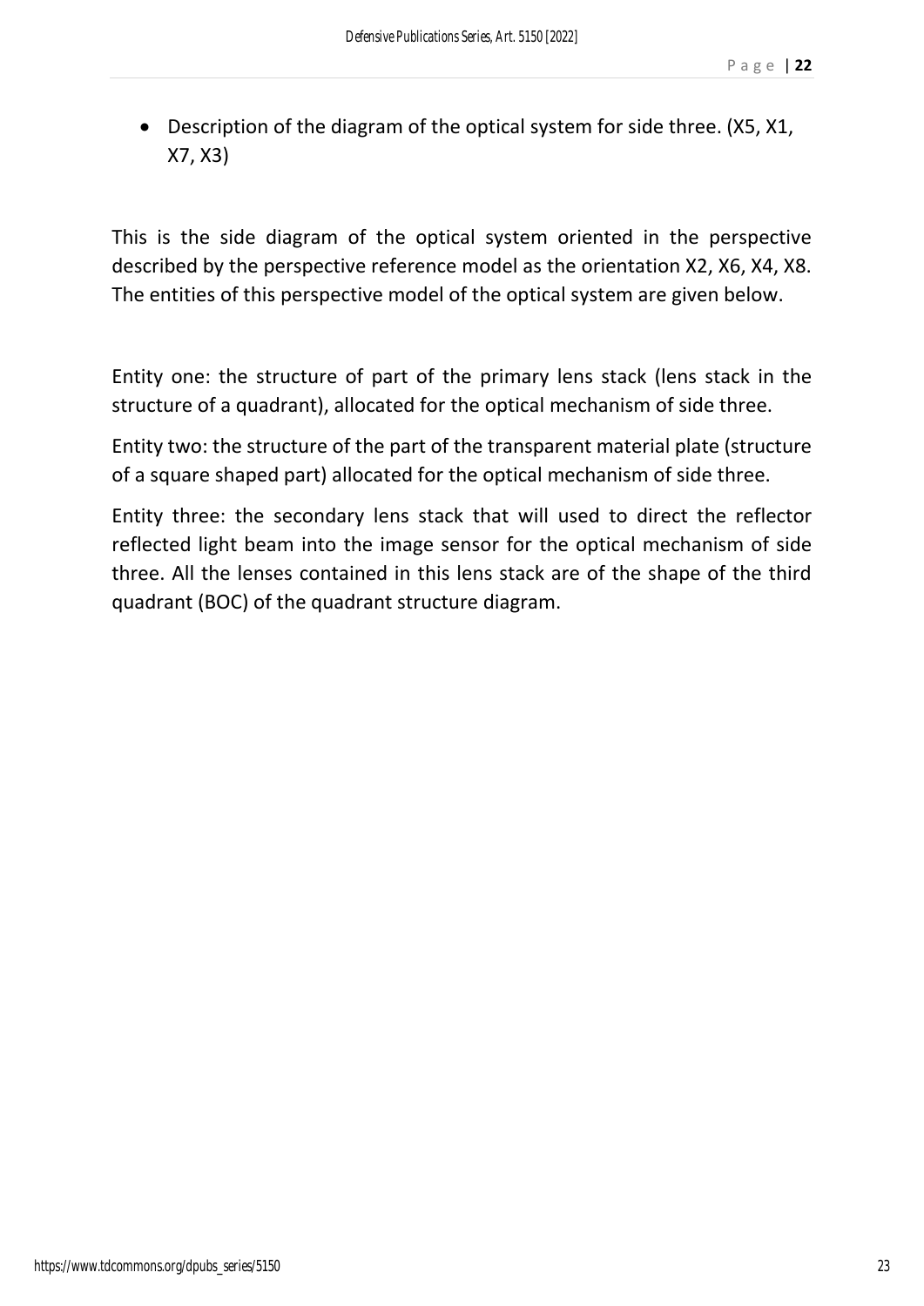- Description of the diagram of the optical system for side three. (X5, X1, X7, X3)

This is the side diagram of the optical system oriented in the perspective described by the perspective reference model as the orientation X2, X6, X4, X8. The entities of this perspective model of the optical system are given below.

Entity one: the structure of part of the primary lens stack (lens stack in the structure of a quadrant), allocated for the optical mechanism of side three.

Entity two: the structure of the part of the transparent material plate (structure of a square shaped part) allocated for the optical mechanism of side three.

Entity three: the secondary lens stack that will used to direct the reflector reflected light beam into the image sensor for the optical mechanism of side three. All the lenses contained in this lens stack are of the shape of the third quadrant (BOC) of the quadrant structure diagram.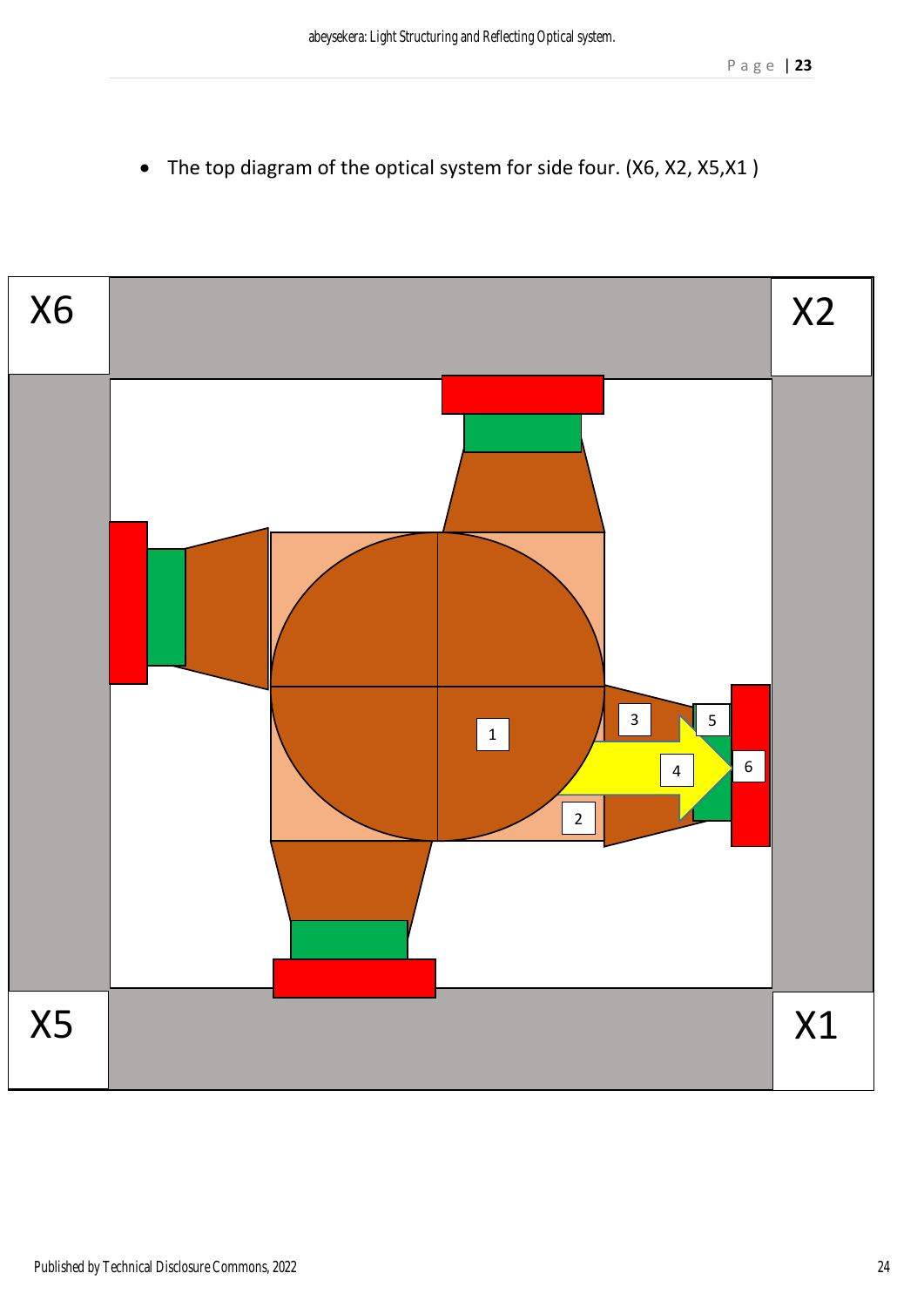- The top diagram of the optical system for side four. (X6, X2, X5,X1 )

X6

X2

X5

X1

1

2

3

4

5

6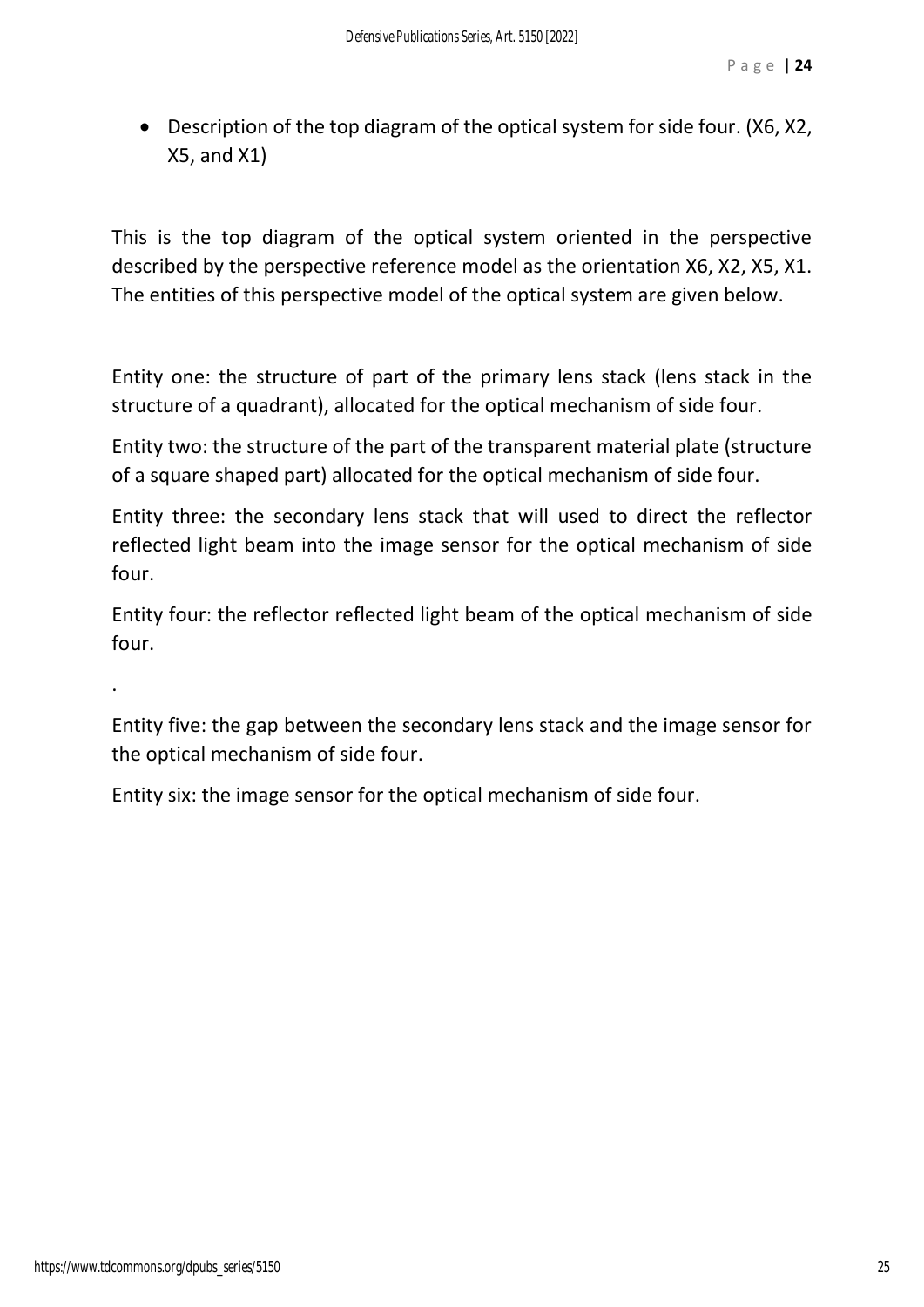- Description of the top diagram of the optical system for side four. (X6, X2, X5, and X1)

This is the top diagram of the optical system oriented in the perspective described by the perspective reference model as the orientation X6, X2, X5, X1. The entities of this perspective model of the optical system are given below.

Entity one: the structure of part of the primary lens stack (lens stack in the structure of a quadrant), allocated for the optical mechanism of side four.

Entity two: the structure of the part of the transparent material plate (structure of a square shaped part) allocated for the optical mechanism of side four.

Entity three: the secondary lens stack that will used to direct the reflector reflected light beam into the image sensor for the optical mechanism of side four.

Entity four: the reflector reflected light beam of the optical mechanism of side four.

.

Entity five: the gap between the secondary lens stack and the image sensor for the optical mechanism of side four.

Entity six: the image sensor for the optical mechanism of side four.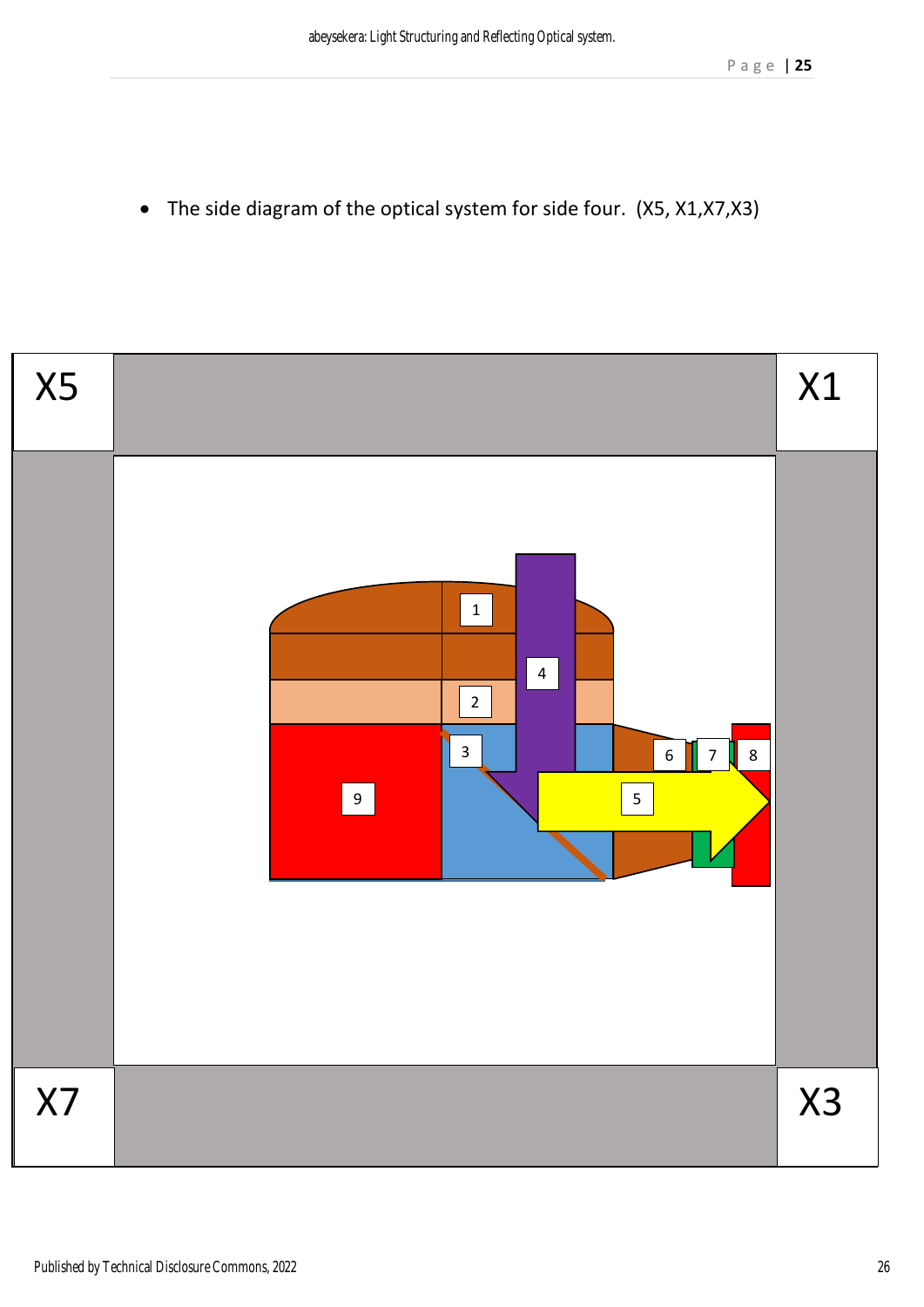- The side diagram of the optical system for side four. (X5, X1,X7,X3)

X5

X1

1

4

2

3

6

7

8

9

5

X7

X3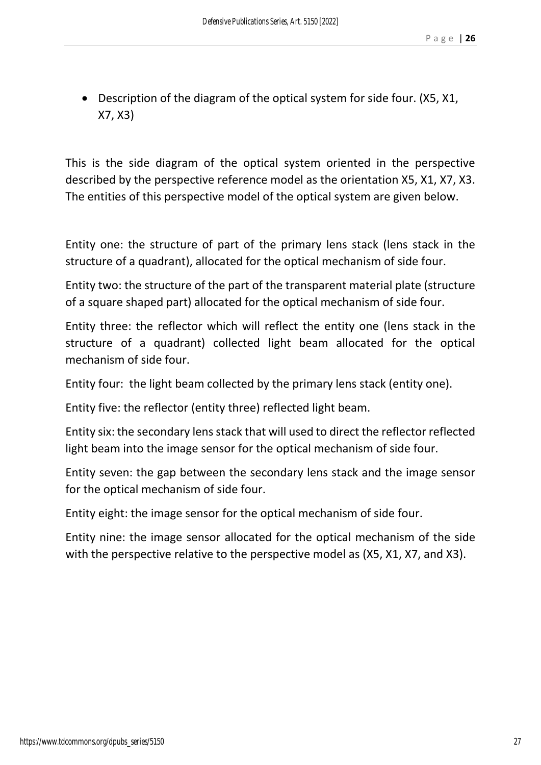- Description of the diagram of the optical system for side four. (X5, X1, X7, X3)

This is the side diagram of the optical system oriented in the perspective described by the perspective reference model as the orientation X5, X1, X7, X3. The entities of this perspective model of the optical system are given below.

Entity one: the structure of part of the primary lens stack (lens stack in the structure of a quadrant), allocated for the optical mechanism of side four.

Entity two: the structure of the part of the transparent material plate (structure of a square shaped part) allocated for the optical mechanism of side four.

Entity three: the reflector which will reflect the entity one (lens stack in the structure of a quadrant) collected light beam allocated for the optical mechanism of side four.

Entity four: the light beam collected by the primary lens stack (entity one).

Entity five: the reflector (entity three) reflected light beam.

Entity six: the secondary lens stack that will used to direct the reflector reflected light beam into the image sensor for the optical mechanism of side four.

Entity seven: the gap between the secondary lens stack and the image sensor for the optical mechanism of side four.

Entity eight: the image sensor for the optical mechanism of side four.

Entity nine: the image sensor allocated for the optical mechanism of the side with the perspective relative to the perspective model as (X5, X1, X7, and X3).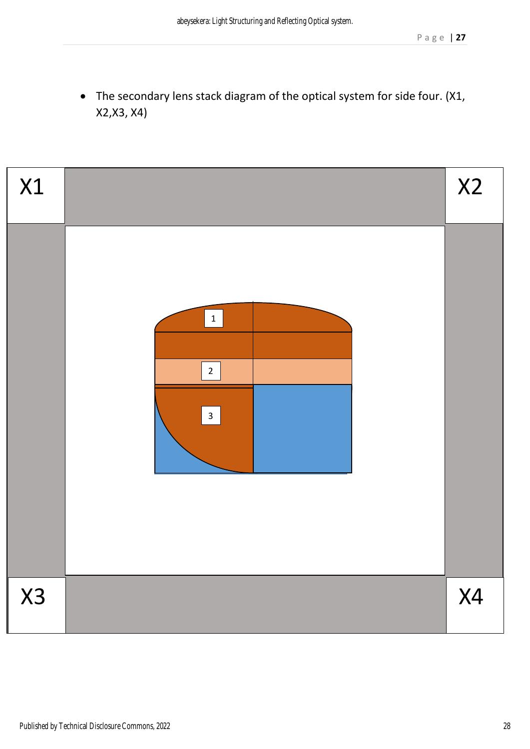- The secondary lens stack diagram of the optical system for side four. (X1, X2,X3, X4)

X1

X2

1

2

3

X3

X4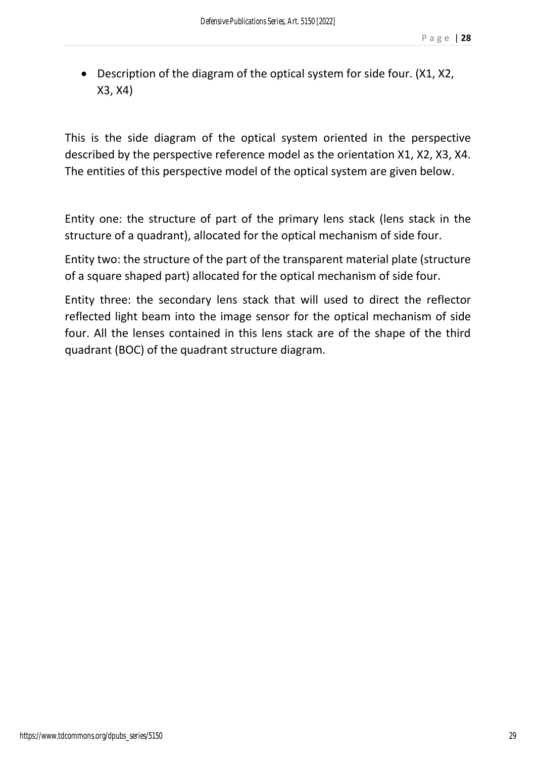- Description of the diagram of the optical system for side four. (X1, X2, X3, X4)

This is the side diagram of the optical system oriented in the perspective described by the perspective reference model as the orientation X1, X2, X3, X4. The entities of this perspective model of the optical system are given below.

Entity one: the structure of part of the primary lens stack (lens stack in the structure of a quadrant), allocated for the optical mechanism of side four.

Entity two: the structure of the part of the transparent material plate (structure of a square shaped part) allocated for the optical mechanism of side four.

Entity three: the secondary lens stack that will used to direct the reflector reflected light beam into the image sensor for the optical mechanism of side four. All the lenses contained in this lens stack are of the shape of the third quadrant (BOC) of the quadrant structure diagram.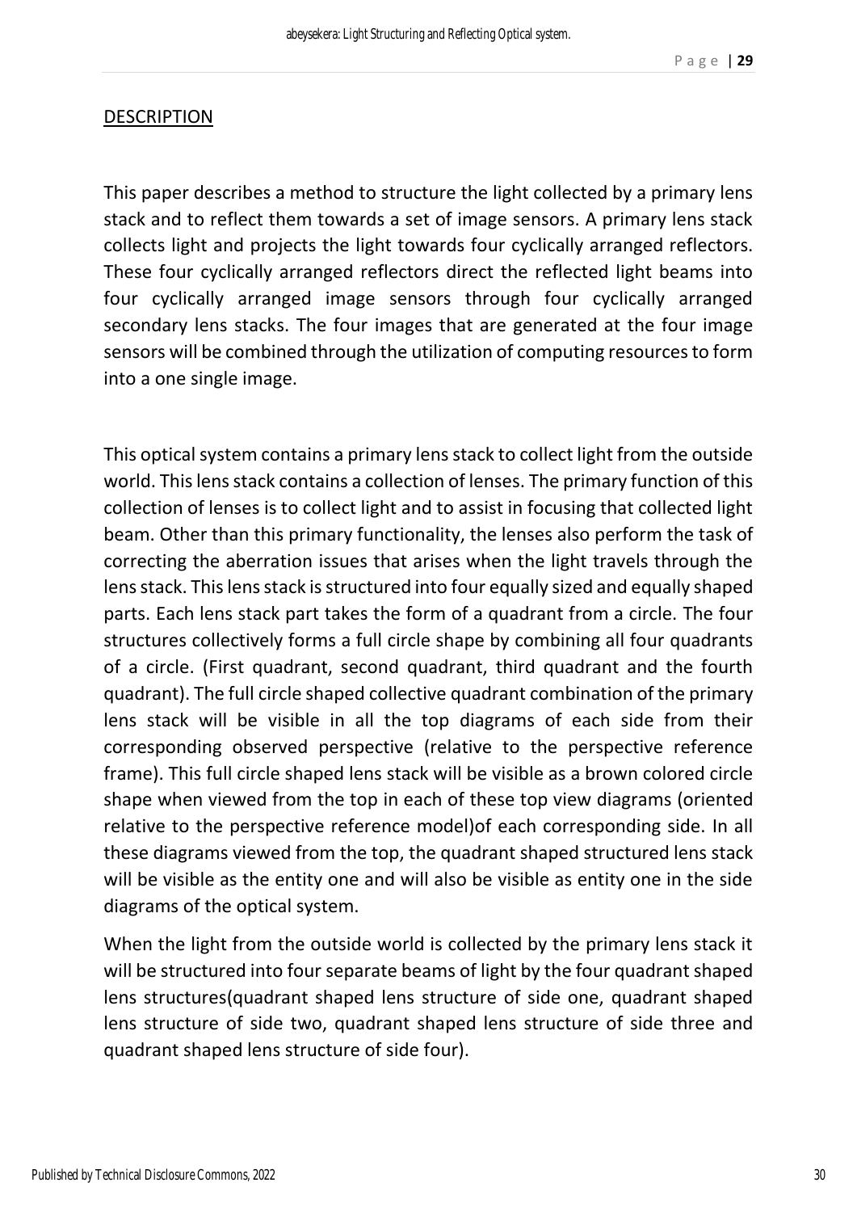DESCRIPTION

This paper describes a method to structure the light collected by a primary lens stack and to reflect them towards a set of image sensors. A primary lens stack collects light and projects the light towards four cyclically arranged reflectors. These four cyclically arranged reflectors direct the reflected light beams into four cyclically arranged image sensors through four cyclically arranged secondary lens stacks. The four images that are generated at the four image sensors will be combined through the utilization of computing resources to form into a one single image.

This optical system contains a primary lens stack to collect light from the outside world. This lens stack contains a collection of lenses. The primary function of this collection of lenses is to collect light and to assist in focusing that collected light beam. Other than this primary functionality, the lenses also perform the task of correcting the aberration issues that arises when the light travels through the lens stack. This lens stack is structured into four equally sized and equally shaped parts. Each lens stack part takes the form of a quadrant from a circle. The four structures collectively forms a full circle shape by combining all four quadrants of a circle. (First quadrant, second quadrant, third quadrant and the fourth quadrant). The full circle shaped collective quadrant combination of the primary lens stack will be visible in all the top diagrams of each side from their corresponding observed perspective (relative to the perspective reference frame). This full circle shaped lens stack will be visible as a brown colored circle shape when viewed from the top in each of these top view diagrams (oriented relative to the perspective reference model)of each corresponding side. In all these diagrams viewed from the top, the quadrant shaped structured lens stack will be visible as the entity one and will also be visible as entity one in the side diagrams of the optical system.

When the light from the outside world is collected by the primary lens stack it will be structured into four separate beams of light by the four quadrant shaped lens structures(quadrant shaped lens structure of side one, quadrant shaped lens structure of side two, quadrant shaped lens structure of side three and quadrant shaped lens structure of side four).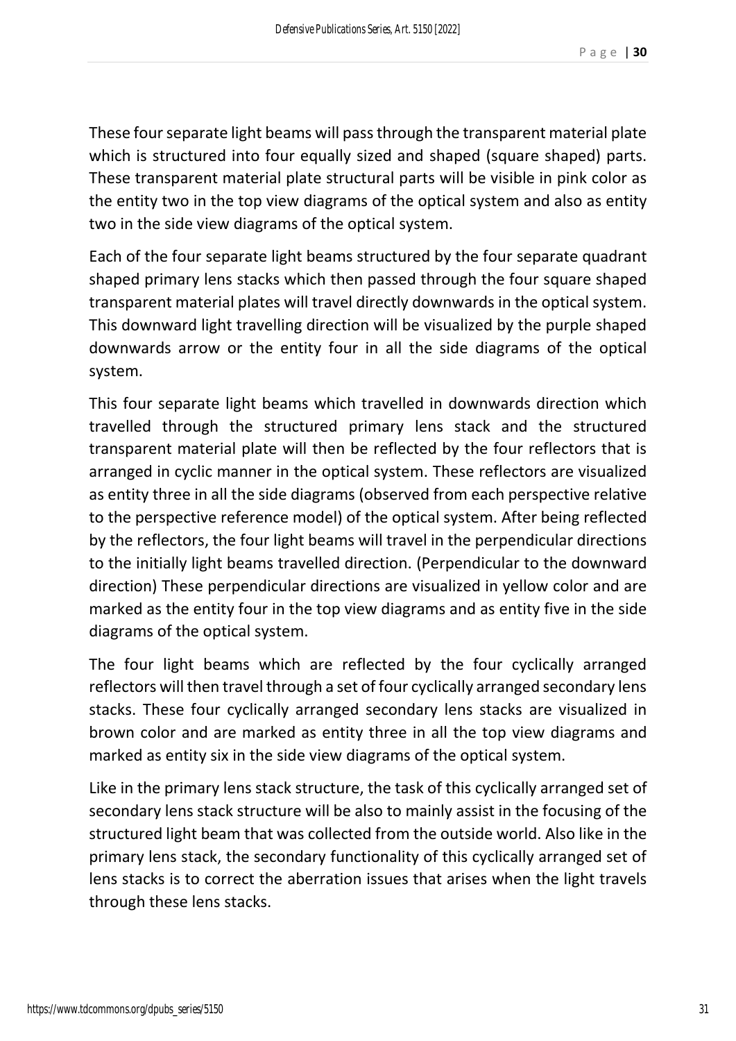These four separate light beams will pass through the transparent material plate which is structured into four equally sized and shaped (square shaped) parts. These transparent material plate structural parts will be visible in pink color as the entity two in the top view diagrams of the optical system and also as entity two in the side view diagrams of the optical system.

Each of the four separate light beams structured by the four separate quadrant shaped primary lens stacks which then passed through the four square shaped transparent material plates will travel directly downwards in the optical system. This downward light travelling direction will be visualized by the purple shaped downwards arrow or the entity four in all the side diagrams of the optical system.

This four separate light beams which travelled in downwards direction which travelled through the structured primary lens stack and the structured transparent material plate will then be reflected by the four reflectors that is arranged in cyclic manner in the optical system. These reflectors are visualized as entity three in all the side diagrams (observed from each perspective relative to the perspective reference model) of the optical system. After being reflected by the reflectors, the four light beams will travel in the perpendicular directions to the initially light beams travelled direction. (Perpendicular to the downward direction) These perpendicular directions are visualized in yellow color and are marked as the entity four in the top view diagrams and as entity five in the side diagrams of the optical system.

The four light beams which are reflected by the four cyclically arranged reflectors will then travel through a set of four cyclically arranged secondary lens stacks. These four cyclically arranged secondary lens stacks are visualized in brown color and are marked as entity three in all the top view diagrams and marked as entity six in the side view diagrams of the optical system.

Like in the primary lens stack structure, the task of this cyclically arranged set of secondary lens stack structure will be also to mainly assist in the focusing of the structured light beam that was collected from the outside world. Also like in the primary lens stack, the secondary functionality of this cyclically arranged set of lens stacks is to correct the aberration issues that arises when the light travels through these lens stacks.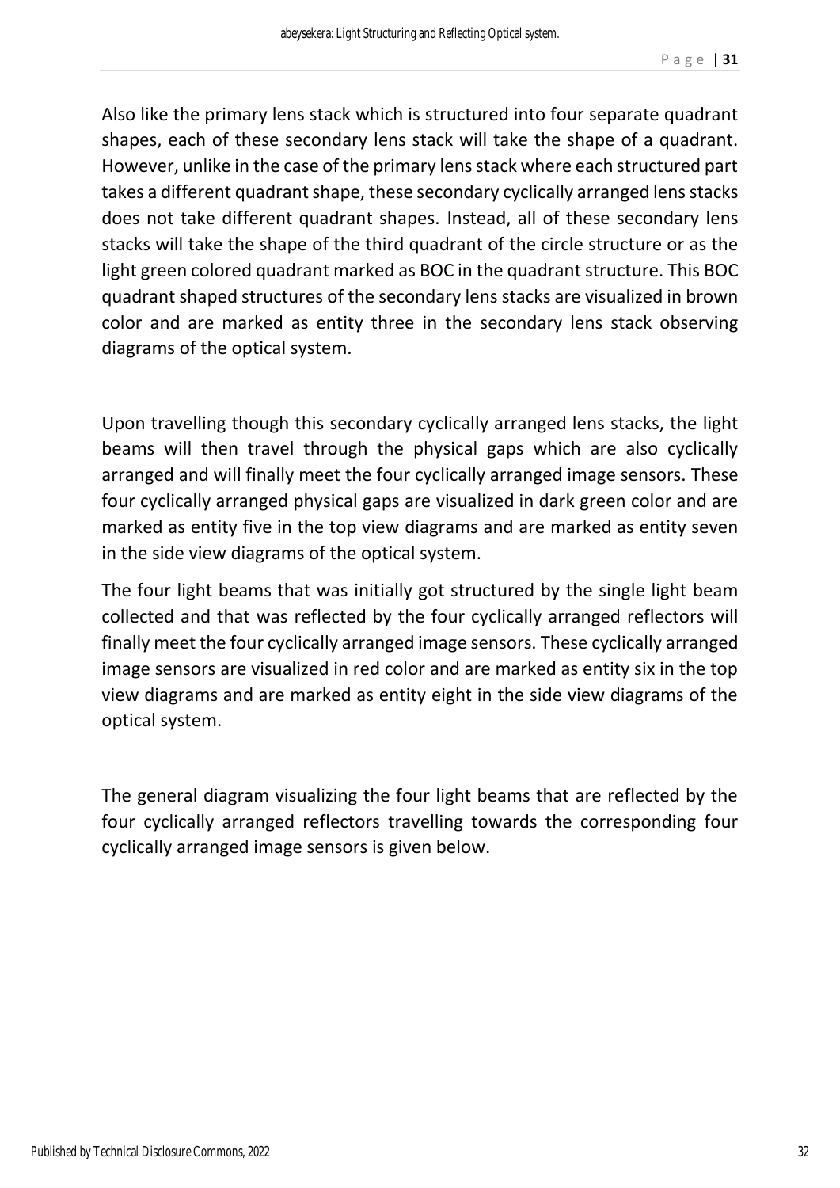Also like the primary lens stack which is structured into four separate quadrant shapes, each of these secondary lens stack will take the shape of a quadrant. However, unlike in the case of the primary lens stack where each structured part takes a different quadrant shape, these secondary cyclically arranged lens stacks does not take different quadrant shapes. Instead, all of these secondary lens stacks will take the shape of the third quadrant of the circle structure or as the light green colored quadrant marked as BOC in the quadrant structure. This BOC quadrant shaped structures of the secondary lens stacks are visualized in brown color and are marked as entity three in the secondary lens stack observing diagrams of the optical system.

Upon travelling though this secondary cyclically arranged lens stacks, the light beams will then travel through the physical gaps which are also cyclically arranged and will finally meet the four cyclically arranged image sensors. These four cyclically arranged physical gaps are visualized in dark green color and are marked as entity five in the top view diagrams and are marked as entity seven in the side view diagrams of the optical system.

The four light beams that was initially got structured by the single light beam collected and that was reflected by the four cyclically arranged reflectors will finally meet the four cyclically arranged image sensors. These cyclically arranged image sensors are visualized in red color and are marked as entity six in the top view diagrams and are marked as entity eight in the side view diagrams of the optical system.

The general diagram visualizing the four light beams that are reflected by the four cyclically arranged reflectors travelling towards the corresponding four cyclically arranged image sensors is given below.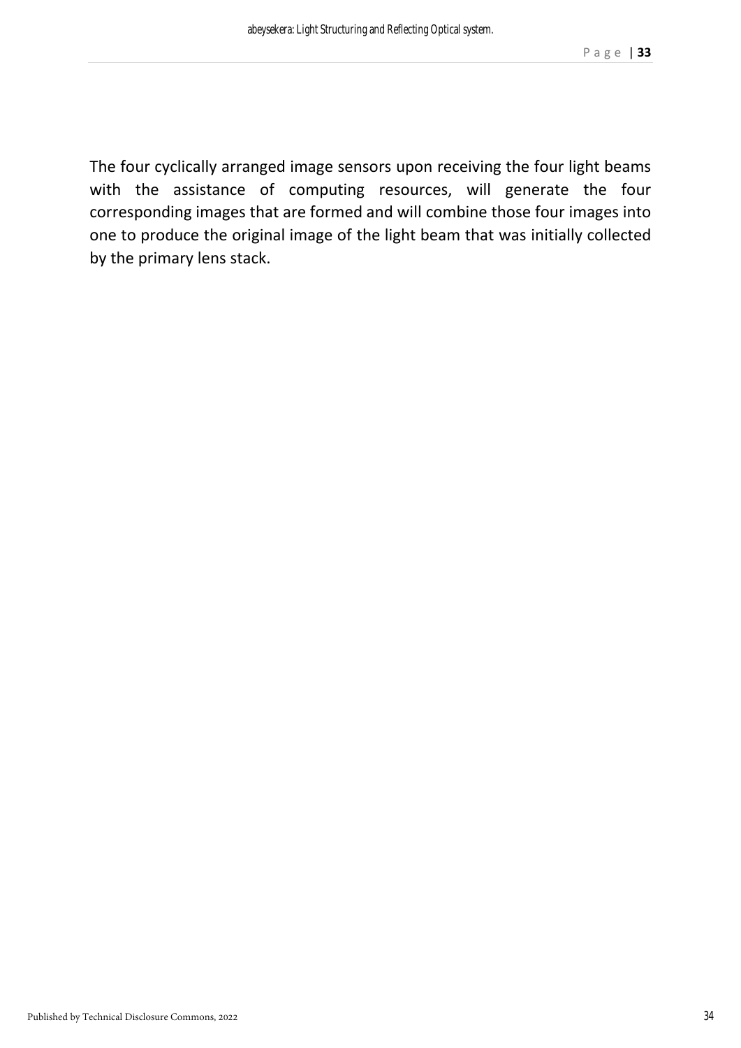The four cyclically arranged image sensors upon receiving the four light beams with the assistance of computing resources, will generate the four corresponding images that are formed and will combine those four images into one to produce the original image of the light beam that was initially collected by the primary lens stack.